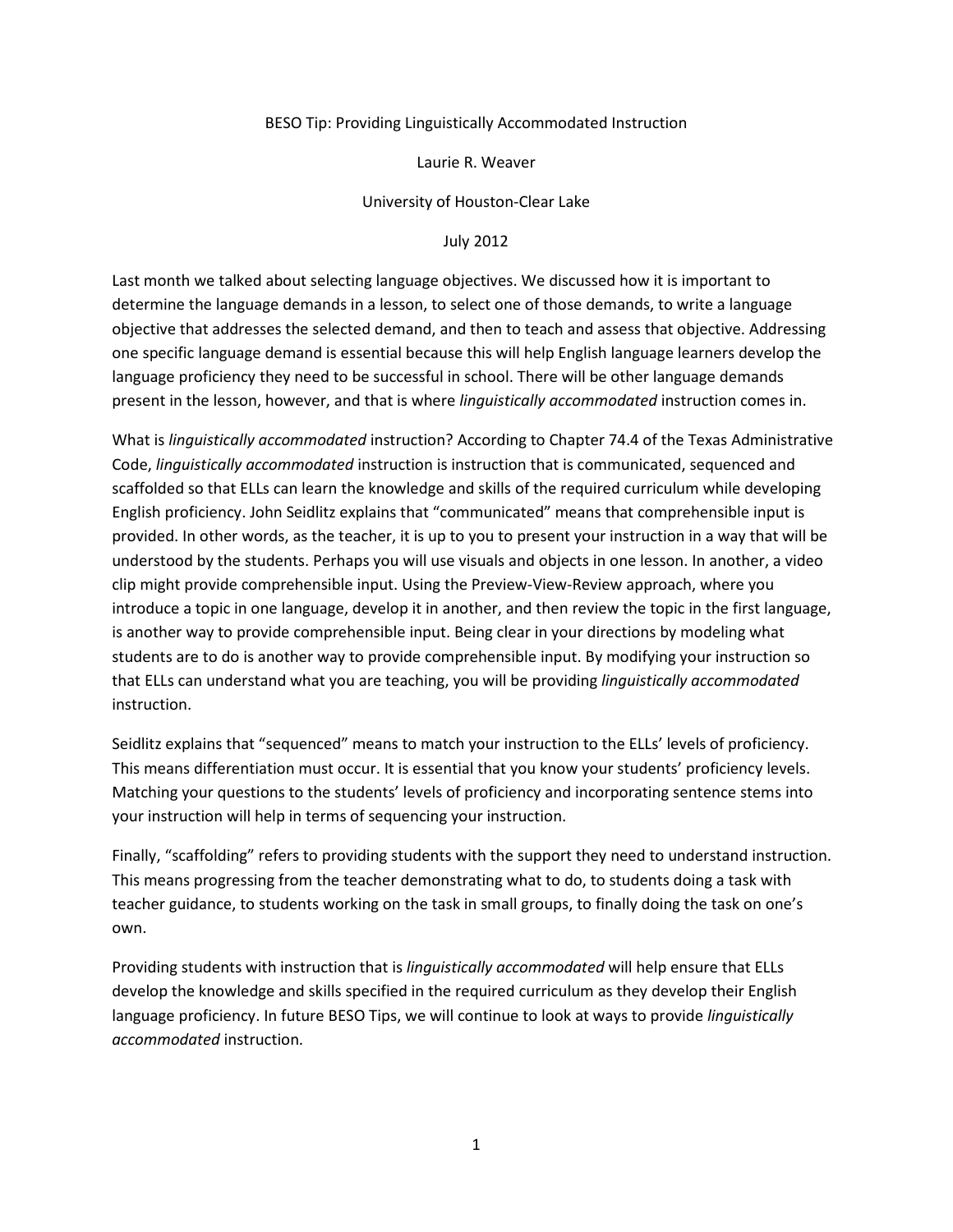# BESO Tip: Providing Linguistically Accommodated Instruction

Laurie R. Weaver

University of Houston-Clear Lake

July 2012

Last month we talked about selecting language objectives. We discussed how it is important to determine the language demands in a lesson, to select one of those demands, to write a language objective that addresses the selected demand, and then to teach and assess that objective. Addressing one specific language demand is essential because this will help English language learners develop the language proficiency they need to be successful in school. There will be other language demands present in the lesson, however, and that is where *linguistically accommodated* instruction comes in.

What is *linguistically accommodated* instruction? According to Chapter 74.4 of the Texas Administrative Code, *linguistically accommodated* instruction is instruction that is communicated, sequenced and scaffolded so that ELLs can learn the knowledge and skills of the required curriculum while developing English proficiency. John Seidlitz explains that "communicated" means that comprehensible input is provided. In other words, as the teacher, it is up to you to present your instruction in a way that will be understood by the students. Perhaps you will use visuals and objects in one lesson. In another, a video clip might provide comprehensible input. Using the Preview-View-Review approach, where you introduce a topic in one language, develop it in another, and then review the topic in the first language, is another way to provide comprehensible input. Being clear in your directions by modeling what students are to do is another way to provide comprehensible input. By modifying your instruction so that ELLs can understand what you are teaching, you will be providing *linguistically accommodated* instruction.

Seidlitz explains that "sequenced" means to match your instruction to the ELLs' levels of proficiency. This means differentiation must occur. It is essential that you know your students' proficiency levels. Matching your questions to the students' levels of proficiency and incorporating sentence stems into your instruction will help in terms of sequencing your instruction.

Finally, "scaffolding" refers to providing students with the support they need to understand instruction. This means progressing from the teacher demonstrating what to do, to students doing a task with teacher guidance, to students working on the task in small groups, to finally doing the task on one's own.

Providing students with instruction that is *linguistically accommodated* will help ensure that ELLs develop the knowledge and skills specified in the required curriculum as they develop their English language proficiency. In future BESO Tips, we will continue to look at ways to provide *linguistically accommodated* instruction.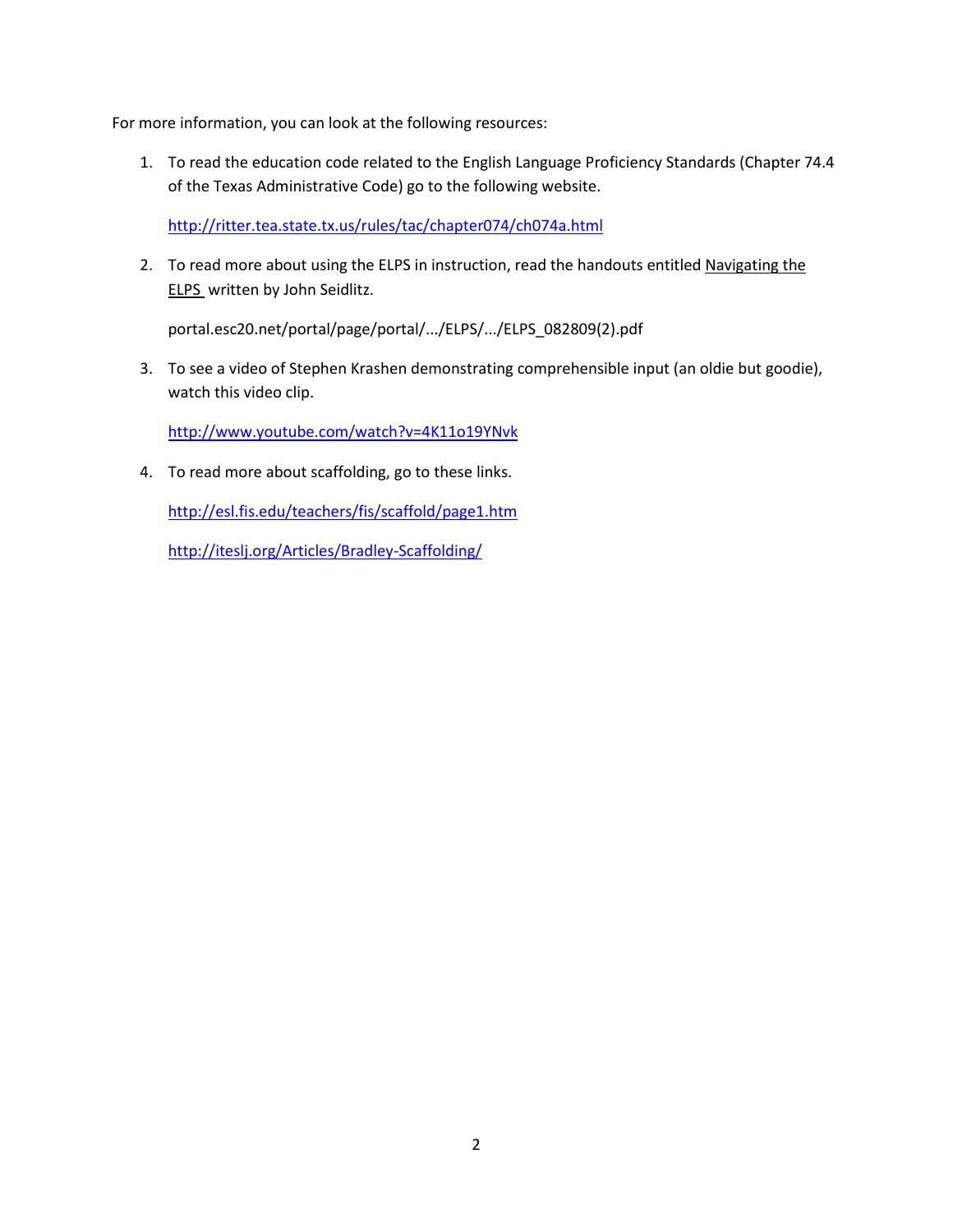For more information, you can look at the following resources:

1. To read the education code related to the English Language Proficiency Standards (Chapter 74.4 of the Texas Administrative Code) go to the following website.

   http://ritter.tea.state.tx.us/rules/tac/chapter074/ch074a.html

2. To read more about using the ELPS in instruction, read the handouts entitled Navigating the ELPS written by John Seidlitz.

   portal.esc20.net/portal/page/portal/.../ELPS/.../ELPS_082809(2).pdf

3. To see a video of Stephen Krashen demonstrating comprehensible input (an oldie but goodie), watch this video clip.

   http://www.youtube.com/watch?v=4K11o19YNvk

4. To read more about scaffolding, go to these links.

   http://esl.fis.edu/teachers/fis/scaffold/page1.htm

   http://iteslj.org/Articles/Bradley-Scaffolding/